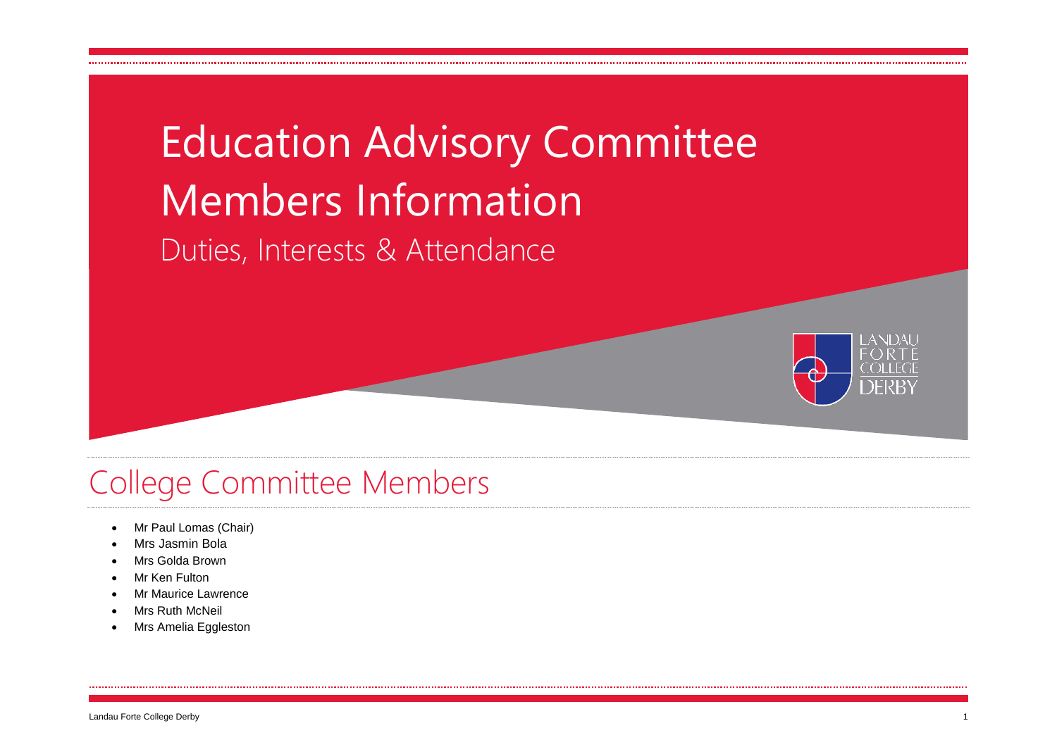# Education Advisory Committee Members Information

Duties, Interests & Attendance

## College Committee Members

- Mr Paul Lomas (Chair)
- Mrs Jasmin Bola
- Mrs Golda Brown
- Mr Ken Fulton
- Mr Maurice Lawrence
- Mrs Ruth McNeil
- Mrs Amelia Eggleston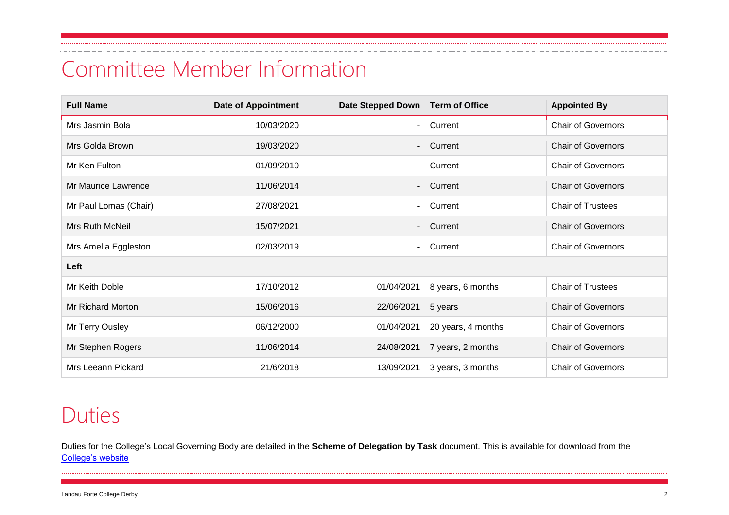# Committee Member Information

| Full Name | Date of Appointment | Date Stepped Down | Term of Office | Appointed By |
|---|---|---|---|---|
| Mrs Jasmin Bola | 10/03/2020 | - | Current | Chair of Governors |
| Mrs Golda Brown | 19/03/2020 | - | Current | Chair of Governors |
| Mr Ken Fulton | 01/09/2010 | - | Current | Chair of Governors |
| Mr Maurice Lawrence | 11/06/2014 | - | Current | Chair of Governors |
| Mr Paul Lomas (Chair) | 27/08/2021 | - | Current | Chair of Trustees |
| Mrs Ruth McNeil | 15/07/2021 | - | Current | Chair of Governors |
| Mrs Amelia Eggleston | 02/03/2019 | - | Current | Chair of Governors |
| **Left** | | | | |
| Mr Keith Doble | 17/10/2012 | 01/04/2021 | 8 years, 6 months | Chair of Trustees |
| Mr Richard Morton | 15/06/2016 | 22/06/2021 | 5 years | Chair of Governors |
| Mr Terry Ousley | 06/12/2000 | 01/04/2021 | 20 years, 4 months | Chair of Governors |
| Mr Stephen Rogers | 11/06/2014 | 24/08/2021 | 7 years, 2 months | Chair of Governors |
| Mrs Leeann Pickard | 21/6/2018 | 13/09/2021 | 3 years, 3 months | Chair of Governors |

# Duties

Duties for the College's Local Governing Body are detailed in the **Scheme of Delegation by Task** document. This is available for download from the College's website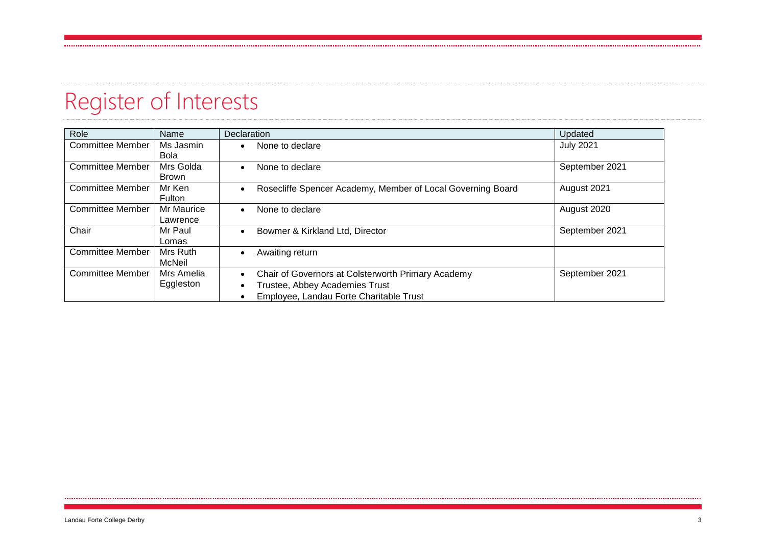# Register of Interests

| Role | Name | Declaration | Updated |
|---|---|---|---|
| Committee Member | Ms Jasmin Bola | • None to declare | July 2021 |
| Committee Member | Mrs Golda Brown | • None to declare | September 2021 |
| Committee Member | Mr Ken Fulton | • Rosecliffe Spencer Academy, Member of Local Governing Board | August 2021 |
| Committee Member | Mr Maurice Lawrence | • None to declare | August 2020 |
| Chair | Mr Paul Lomas | • Bowmer & Kirkland Ltd, Director | September 2021 |
| Committee Member | Mrs Ruth McNeil | • Awaiting return | |
| Committee Member | Mrs Amelia Eggleston | • Chair of Governors at Colsterworth Primary Academy<br>• Trustee, Abbey Academies Trust<br>• Employee, Landau Forte Charitable Trust | September 2021 |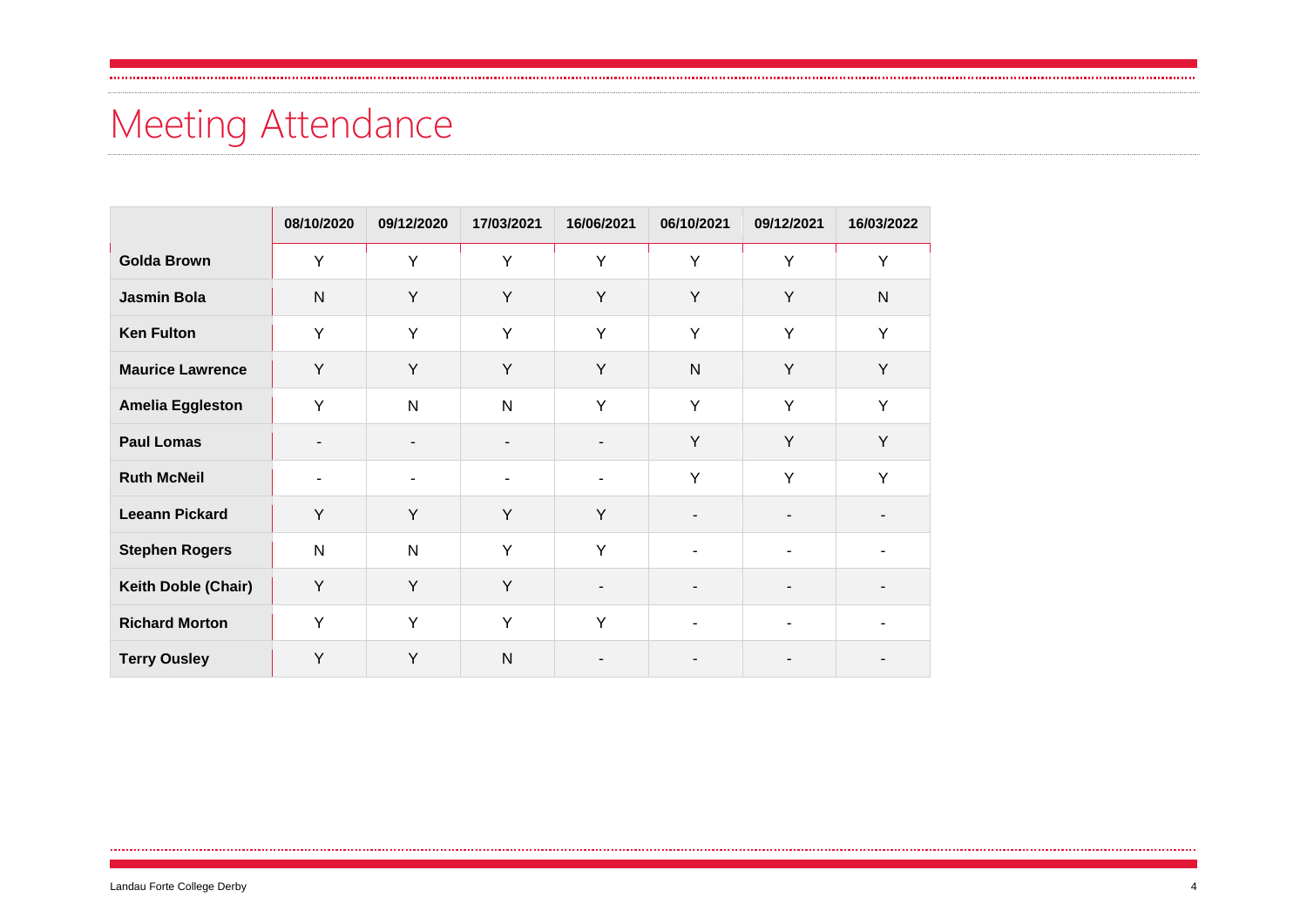# Meeting Attendance

| | 08/10/2020 | 09/12/2020 | 17/03/2021 | 16/06/2021 | 06/10/2021 | 09/12/2021 | 16/03/2022 |
|---|---|---|---|---|---|---|---|
| **Golda Brown** | Y | Y | Y | Y | Y | Y | Y |
| **Jasmin Bola** | N | Y | Y | Y | Y | Y | N |
| **Ken Fulton** | Y | Y | Y | Y | Y | Y | Y |
| **Maurice Lawrence** | Y | Y | Y | Y | N | Y | Y |
| **Amelia Eggleston** | Y | N | N | Y | Y | Y | Y |
| **Paul Lomas** | - | - | - | - | Y | Y | Y |
| **Ruth McNeil** | - | - | - | - | Y | Y | Y |
| **Leeann Pickard** | Y | Y | Y | Y | - | - | - |
| **Stephen Rogers** | N | N | Y | Y | - | - | - |
| **Keith Doble (Chair)** | Y | Y | Y | - | - | - | - |
| **Richard Morton** | Y | Y | Y | Y | - | - | - |
| **Terry Ousley** | Y | Y | N | - | - | - | - |